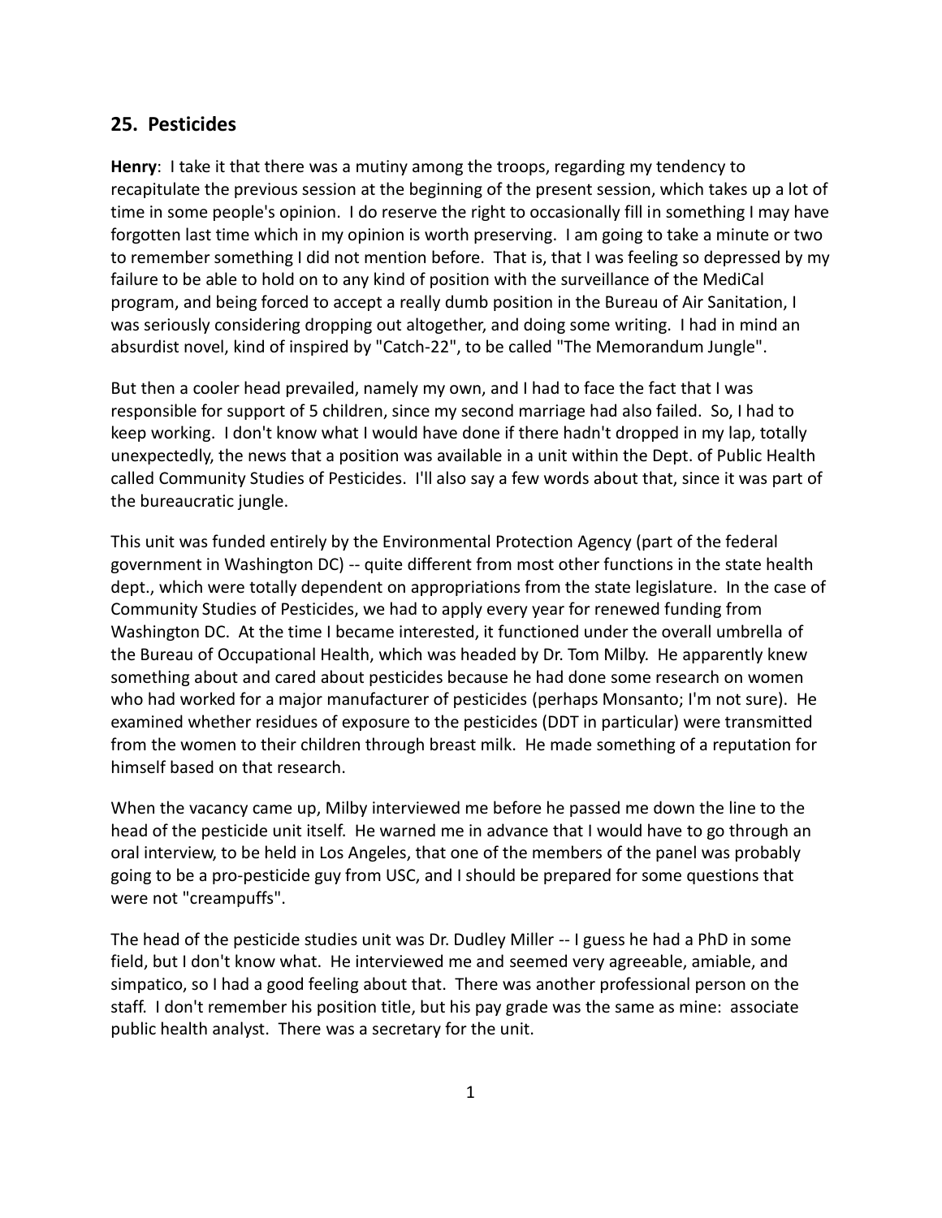## 25. Pesticides

**Henry**: I take it that there was a mutiny among the troops, regarding my tendency to recapitulate the previous session at the beginning of the present session, which takes up a lot of time in some people's opinion. I do reserve the right to occasionally fill in something I may have forgotten last time which in my opinion is worth preserving. I am going to take a minute or two to remember something I did not mention before. That is, that I was feeling so depressed by my failure to be able to hold on to any kind of position with the surveillance of the MediCal program, and being forced to accept a really dumb position in the Bureau of Air Sanitation, I was seriously considering dropping out altogether, and doing some writing. I had in mind an absurdist novel, kind of inspired by "Catch-22", to be called "The Memorandum Jungle".

But then a cooler head prevailed, namely my own, and I had to face the fact that I was responsible for support of 5 children, since my second marriage had also failed. So, I had to keep working. I don't know what I would have done if there hadn't dropped in my lap, totally unexpectedly, the news that a position was available in a unit within the Dept. of Public Health called Community Studies of Pesticides. I'll also say a few words about that, since it was part of the bureaucratic jungle.

This unit was funded entirely by the Environmental Protection Agency (part of the federal government in Washington DC) -- quite different from most other functions in the state health dept., which were totally dependent on appropriations from the state legislature. In the case of Community Studies of Pesticides, we had to apply every year for renewed funding from Washington DC. At the time I became interested, it functioned under the overall umbrella of the Bureau of Occupational Health, which was headed by Dr. Tom Milby. He apparently knew something about and cared about pesticides because he had done some research on women who had worked for a major manufacturer of pesticides (perhaps Monsanto; I'm not sure). He examined whether residues of exposure to the pesticides (DDT in particular) were transmitted from the women to their children through breast milk. He made something of a reputation for himself based on that research.

When the vacancy came up, Milby interviewed me before he passed me down the line to the head of the pesticide unit itself. He warned me in advance that I would have to go through an oral interview, to be held in Los Angeles, that one of the members of the panel was probably going to be a pro-pesticide guy from USC, and I should be prepared for some questions that were not "creampuffs".

The head of the pesticide studies unit was Dr. Dudley Miller -- I guess he had a PhD in some field, but I don't know what. He interviewed me and seemed very agreeable, amiable, and simpatico, so I had a good feeling about that. There was another professional person on the staff. I don't remember his position title, but his pay grade was the same as mine: associate public health analyst. There was a secretary for the unit.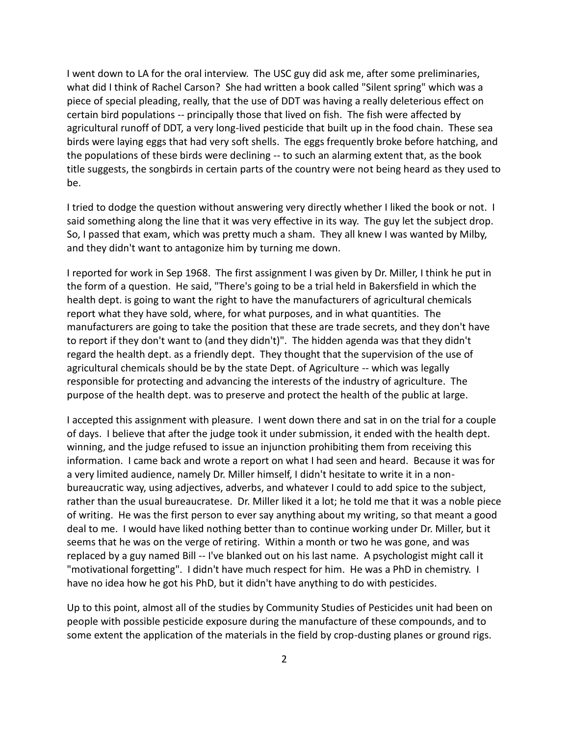I went down to LA for the oral interview. The USC guy did ask me, after some preliminaries, what did I think of Rachel Carson? She had written a book called "Silent spring" which was a piece of special pleading, really, that the use of DDT was having a really deleterious effect on certain bird populations -- principally those that lived on fish. The fish were affected by agricultural runoff of DDT, a very long-lived pesticide that built up in the food chain. These sea birds were laying eggs that had very soft shells. The eggs frequently broke before hatching, and the populations of these birds were declining -- to such an alarming extent that, as the book title suggests, the songbirds in certain parts of the country were not being heard as they used to be.

I tried to dodge the question without answering very directly whether I liked the book or not. I said something along the line that it was very effective in its way. The guy let the subject drop. So, I passed that exam, which was pretty much a sham. They all knew I was wanted by Milby, and they didn't want to antagonize him by turning me down.

I reported for work in Sep 1968. The first assignment I was given by Dr. Miller, I think he put in the form of a question. He said, "There's going to be a trial held in Bakersfield in which the health dept. is going to want the right to have the manufacturers of agricultural chemicals report what they have sold, where, for what purposes, and in what quantities. The manufacturers are going to take the position that these are trade secrets, and they don't have to report if they don't want to (and they didn't)". The hidden agenda was that they didn't regard the health dept. as a friendly dept. They thought that the supervision of the use of agricultural chemicals should be by the state Dept. of Agriculture -- which was legally responsible for protecting and advancing the interests of the industry of agriculture. The purpose of the health dept. was to preserve and protect the health of the public at large.

I accepted this assignment with pleasure. I went down there and sat in on the trial for a couple of days. I believe that after the judge took it under submission, it ended with the health dept. winning, and the judge refused to issue an injunction prohibiting them from receiving this information. I came back and wrote a report on what I had seen and heard. Because it was for a very limited audience, namely Dr. Miller himself, I didn't hesitate to write it in a non-bureaucratic way, using adjectives, adverbs, and whatever I could to add spice to the subject, rather than the usual bureaucratese. Dr. Miller liked it a lot; he told me that it was a noble piece of writing. He was the first person to ever say anything about my writing, so that meant a good deal to me. I would have liked nothing better than to continue working under Dr. Miller, but it seems that he was on the verge of retiring. Within a month or two he was gone, and was replaced by a guy named Bill -- I've blanked out on his last name. A psychologist might call it "motivational forgetting". I didn't have much respect for him. He was a PhD in chemistry. I have no idea how he got his PhD, but it didn't have anything to do with pesticides.

Up to this point, almost all of the studies by Community Studies of Pesticides unit had been on people with possible pesticide exposure during the manufacture of these compounds, and to some extent the application of the materials in the field by crop-dusting planes or ground rigs.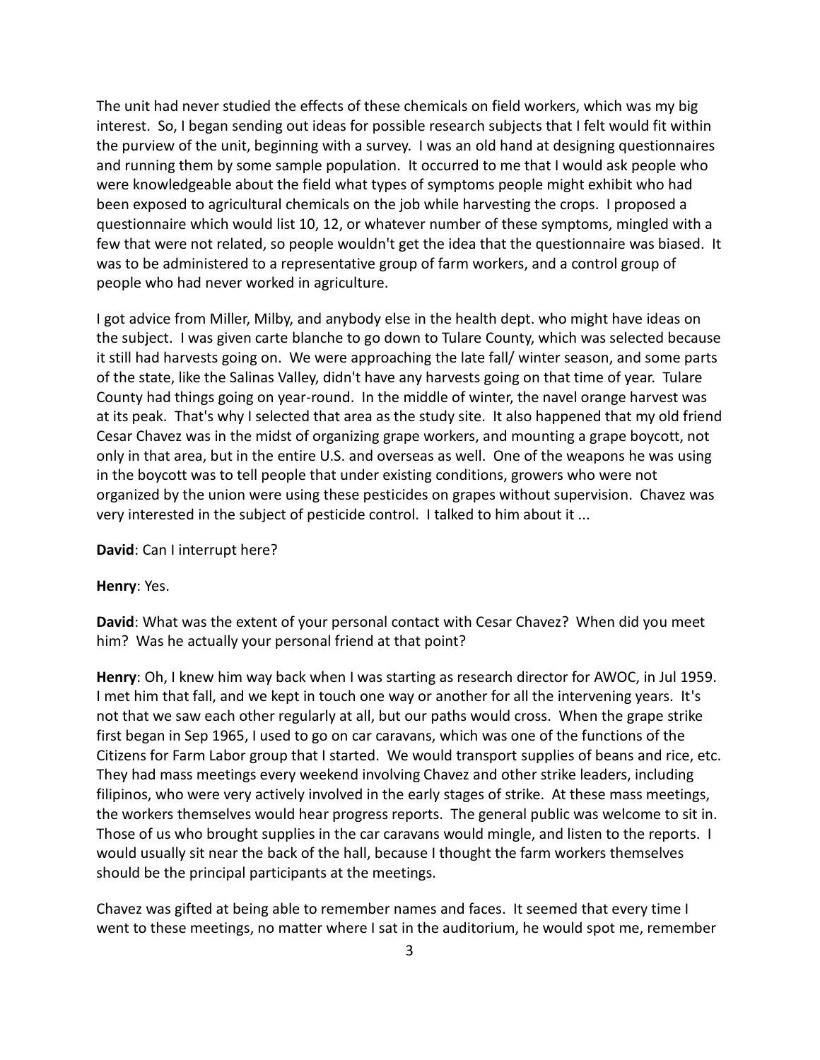The unit had never studied the effects of these chemicals on field workers, which was my big interest. So, I began sending out ideas for possible research subjects that I felt would fit within the purview of the unit, beginning with a survey. I was an old hand at designing questionnaires and running them by some sample population. It occurred to me that I would ask people who were knowledgeable about the field what types of symptoms people might exhibit who had been exposed to agricultural chemicals on the job while harvesting the crops. I proposed a questionnaire which would list 10, 12, or whatever number of these symptoms, mingled with a few that were not related, so people wouldn't get the idea that the questionnaire was biased. It was to be administered to a representative group of farm workers, and a control group of people who had never worked in agriculture.

I got advice from Miller, Milby, and anybody else in the health dept. who might have ideas on the subject. I was given carte blanche to go down to Tulare County, which was selected because it still had harvests going on. We were approaching the late fall/ winter season, and some parts of the state, like the Salinas Valley, didn't have any harvests going on that time of year. Tulare County had things going on year-round. In the middle of winter, the navel orange harvest was at its peak. That's why I selected that area as the study site. It also happened that my old friend Cesar Chavez was in the midst of organizing grape workers, and mounting a grape boycott, not only in that area, but in the entire U.S. and overseas as well. One of the weapons he was using in the boycott was to tell people that under existing conditions, growers who were not organized by the union were using these pesticides on grapes without supervision. Chavez was very interested in the subject of pesticide control. I talked to him about it ...

**David**: Can I interrupt here?

**Henry**: Yes.

**David**: What was the extent of your personal contact with Cesar Chavez? When did you meet him? Was he actually your personal friend at that point?

**Henry**: Oh, I knew him way back when I was starting as research director for AWOC, in Jul 1959. I met him that fall, and we kept in touch one way or another for all the intervening years. It's not that we saw each other regularly at all, but our paths would cross. When the grape strike first began in Sep 1965, I used to go on car caravans, which was one of the functions of the Citizens for Farm Labor group that I started. We would transport supplies of beans and rice, etc. They had mass meetings every weekend involving Chavez and other strike leaders, including filipinos, who were very actively involved in the early stages of strike. At these mass meetings, the workers themselves would hear progress reports. The general public was welcome to sit in. Those of us who brought supplies in the car caravans would mingle, and listen to the reports. I would usually sit near the back of the hall, because I thought the farm workers themselves should be the principal participants at the meetings.

Chavez was gifted at being able to remember names and faces. It seemed that every time I went to these meetings, no matter where I sat in the auditorium, he would spot me, remember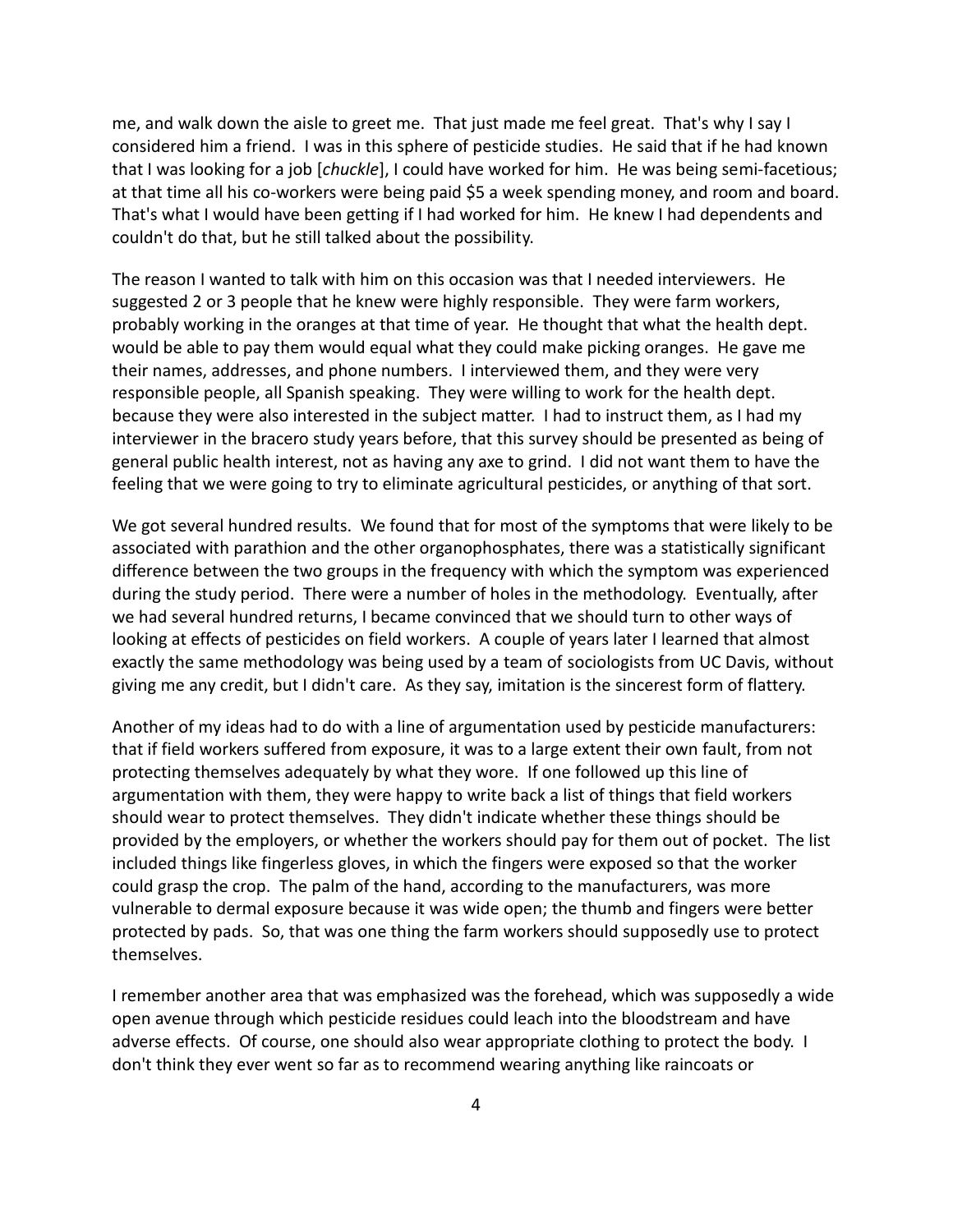me, and walk down the aisle to greet me. That just made me feel great. That's why I say I considered him a friend. I was in this sphere of pesticide studies. He said that if he had known that I was looking for a job [*chuckle*], I could have worked for him. He was being semi-facetious; at that time all his co-workers were being paid $5 a week spending money, and room and board. That's what I would have been getting if I had worked for him. He knew I had dependents and couldn't do that, but he still talked about the possibility.

The reason I wanted to talk with him on this occasion was that I needed interviewers. He suggested 2 or 3 people that he knew were highly responsible. They were farm workers, probably working in the oranges at that time of year. He thought that what the health dept. would be able to pay them would equal what they could make picking oranges. He gave me their names, addresses, and phone numbers. I interviewed them, and they were very responsible people, all Spanish speaking. They were willing to work for the health dept. because they were also interested in the subject matter. I had to instruct them, as I had my interviewer in the bracero study years before, that this survey should be presented as being of general public health interest, not as having any axe to grind. I did not want them to have the feeling that we were going to try to eliminate agricultural pesticides, or anything of that sort.

We got several hundred results. We found that for most of the symptoms that were likely to be associated with parathion and the other organophosphates, there was a statistically significant difference between the two groups in the frequency with which the symptom was experienced during the study period. There were a number of holes in the methodology. Eventually, after we had several hundred returns, I became convinced that we should turn to other ways of looking at effects of pesticides on field workers. A couple of years later I learned that almost exactly the same methodology was being used by a team of sociologists from UC Davis, without giving me any credit, but I didn't care. As they say, imitation is the sincerest form of flattery.

Another of my ideas had to do with a line of argumentation used by pesticide manufacturers: that if field workers suffered from exposure, it was to a large extent their own fault, from not protecting themselves adequately by what they wore. If one followed up this line of argumentation with them, they were happy to write back a list of things that field workers should wear to protect themselves. They didn't indicate whether these things should be provided by the employers, or whether the workers should pay for them out of pocket. The list included things like fingerless gloves, in which the fingers were exposed so that the worker could grasp the crop. The palm of the hand, according to the manufacturers, was more vulnerable to dermal exposure because it was wide open; the thumb and fingers were better protected by pads. So, that was one thing the farm workers should supposedly use to protect themselves.

I remember another area that was emphasized was the forehead, which was supposedly a wide open avenue through which pesticide residues could leach into the bloodstream and have adverse effects. Of course, one should also wear appropriate clothing to protect the body. I don't think they ever went so far as to recommend wearing anything like raincoats or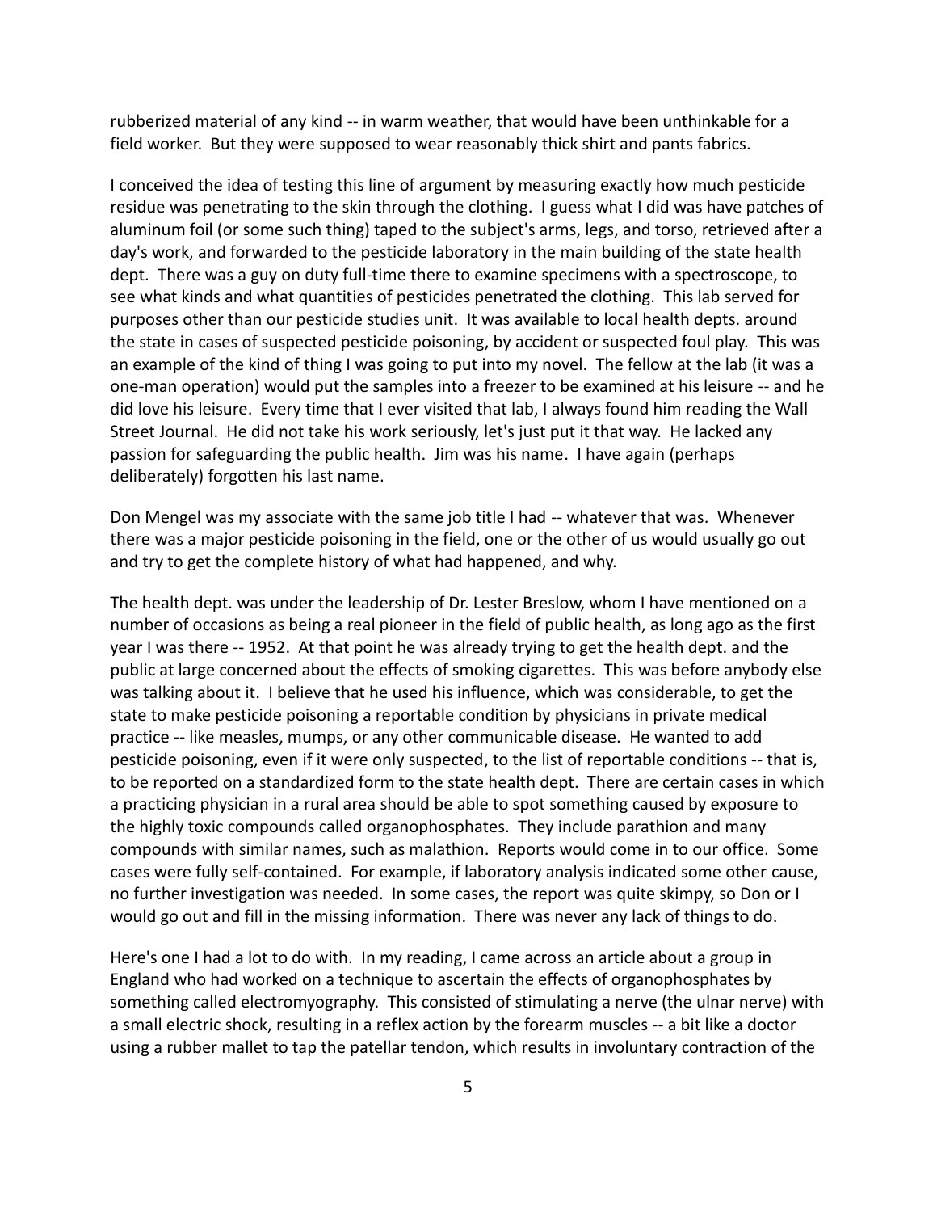rubberized material of any kind -- in warm weather, that would have been unthinkable for a field worker. But they were supposed to wear reasonably thick shirt and pants fabrics.

I conceived the idea of testing this line of argument by measuring exactly how much pesticide residue was penetrating to the skin through the clothing. I guess what I did was have patches of aluminum foil (or some such thing) taped to the subject's arms, legs, and torso, retrieved after a day's work, and forwarded to the pesticide laboratory in the main building of the state health dept. There was a guy on duty full-time there to examine specimens with a spectroscope, to see what kinds and what quantities of pesticides penetrated the clothing. This lab served for purposes other than our pesticide studies unit. It was available to local health depts. around the state in cases of suspected pesticide poisoning, by accident or suspected foul play. This was an example of the kind of thing I was going to put into my novel. The fellow at the lab (it was a one-man operation) would put the samples into a freezer to be examined at his leisure -- and he did love his leisure. Every time that I ever visited that lab, I always found him reading the Wall Street Journal. He did not take his work seriously, let's just put it that way. He lacked any passion for safeguarding the public health. Jim was his name. I have again (perhaps deliberately) forgotten his last name.

Don Mengel was my associate with the same job title I had -- whatever that was. Whenever there was a major pesticide poisoning in the field, one or the other of us would usually go out and try to get the complete history of what had happened, and why.

The health dept. was under the leadership of Dr. Lester Breslow, whom I have mentioned on a number of occasions as being a real pioneer in the field of public health, as long ago as the first year I was there -- 1952. At that point he was already trying to get the health dept. and the public at large concerned about the effects of smoking cigarettes. This was before anybody else was talking about it. I believe that he used his influence, which was considerable, to get the state to make pesticide poisoning a reportable condition by physicians in private medical practice -- like measles, mumps, or any other communicable disease. He wanted to add pesticide poisoning, even if it were only suspected, to the list of reportable conditions -- that is, to be reported on a standardized form to the state health dept. There are certain cases in which a practicing physician in a rural area should be able to spot something caused by exposure to the highly toxic compounds called organophosphates. They include parathion and many compounds with similar names, such as malathion. Reports would come in to our office. Some cases were fully self-contained. For example, if laboratory analysis indicated some other cause, no further investigation was needed. In some cases, the report was quite skimpy, so Don or I would go out and fill in the missing information. There was never any lack of things to do.

Here's one I had a lot to do with. In my reading, I came across an article about a group in England who had worked on a technique to ascertain the effects of organophosphates by something called electromyography. This consisted of stimulating a nerve (the ulnar nerve) with a small electric shock, resulting in a reflex action by the forearm muscles -- a bit like a doctor using a rubber mallet to tap the patellar tendon, which results in involuntary contraction of the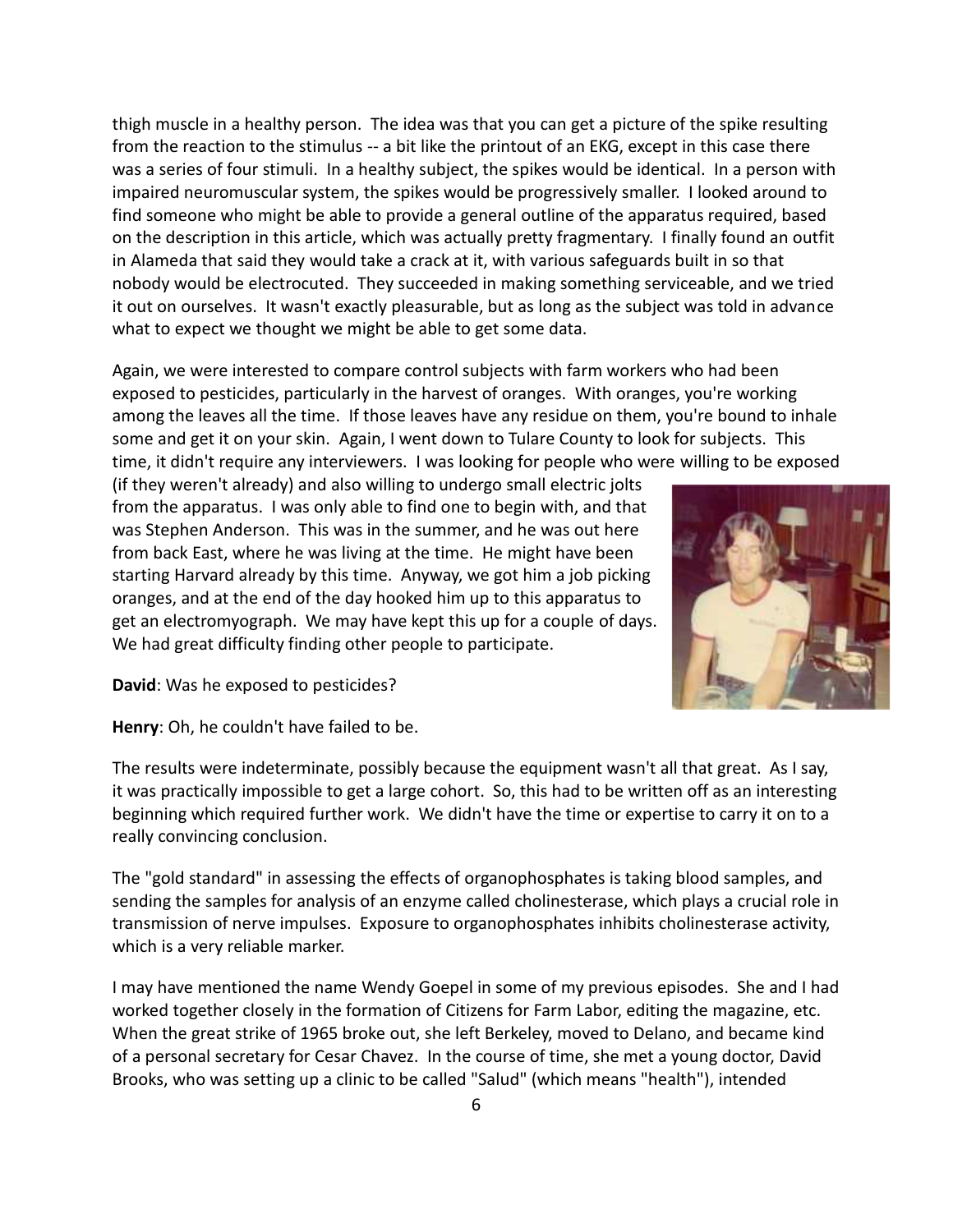thigh muscle in a healthy person. The idea was that you can get a picture of the spike resulting from the reaction to the stimulus -- a bit like the printout of an EKG, except in this case there was a series of four stimuli. In a healthy subject, the spikes would be identical. In a person with impaired neuromuscular system, the spikes would be progressively smaller. I looked around to find someone who might be able to provide a general outline of the apparatus required, based on the description in this article, which was actually pretty fragmentary. I finally found an outfit in Alameda that said they would take a crack at it, with various safeguards built in so that nobody would be electrocuted. They succeeded in making something serviceable, and we tried it out on ourselves. It wasn't exactly pleasurable, but as long as the subject was told in advance what to expect we thought we might be able to get some data.

Again, we were interested to compare control subjects with farm workers who had been exposed to pesticides, particularly in the harvest of oranges. With oranges, you're working among the leaves all the time. If those leaves have any residue on them, you're bound to inhale some and get it on your skin. Again, I went down to Tulare County to look for subjects. This time, it didn't require any interviewers. I was looking for people who were willing to be exposed (if they weren't already) and also willing to undergo small electric jolts from the apparatus. I was only able to find one to begin with, and that was Stephen Anderson. This was in the summer, and he was out here from back East, where he was living at the time. He might have been starting Harvard already by this time. Anyway, we got him a job picking oranges, and at the end of the day hooked him up to this apparatus to get an electromyograph. We may have kept this up for a couple of days. We had great difficulty finding other people to participate.

**David**: Was he exposed to pesticides?

**Henry**: Oh, he couldn't have failed to be.

The results were indeterminate, possibly because the equipment wasn't all that great. As I say, it was practically impossible to get a large cohort. So, this had to be written off as an interesting beginning which required further work. We didn't have the time or expertise to carry it on to a really convincing conclusion.

The "gold standard" in assessing the effects of organophosphates is taking blood samples, and sending the samples for analysis of an enzyme called cholinesterase, which plays a crucial role in transmission of nerve impulses. Exposure to organophosphates inhibits cholinesterase activity, which is a very reliable marker.

I may have mentioned the name Wendy Goepel in some of my previous episodes. She and I had worked together closely in the formation of Citizens for Farm Labor, editing the magazine, etc. When the great strike of 1965 broke out, she left Berkeley, moved to Delano, and became kind of a personal secretary for Cesar Chavez. In the course of time, she met a young doctor, David Brooks, who was setting up a clinic to be called "Salud" (which means "health"), intended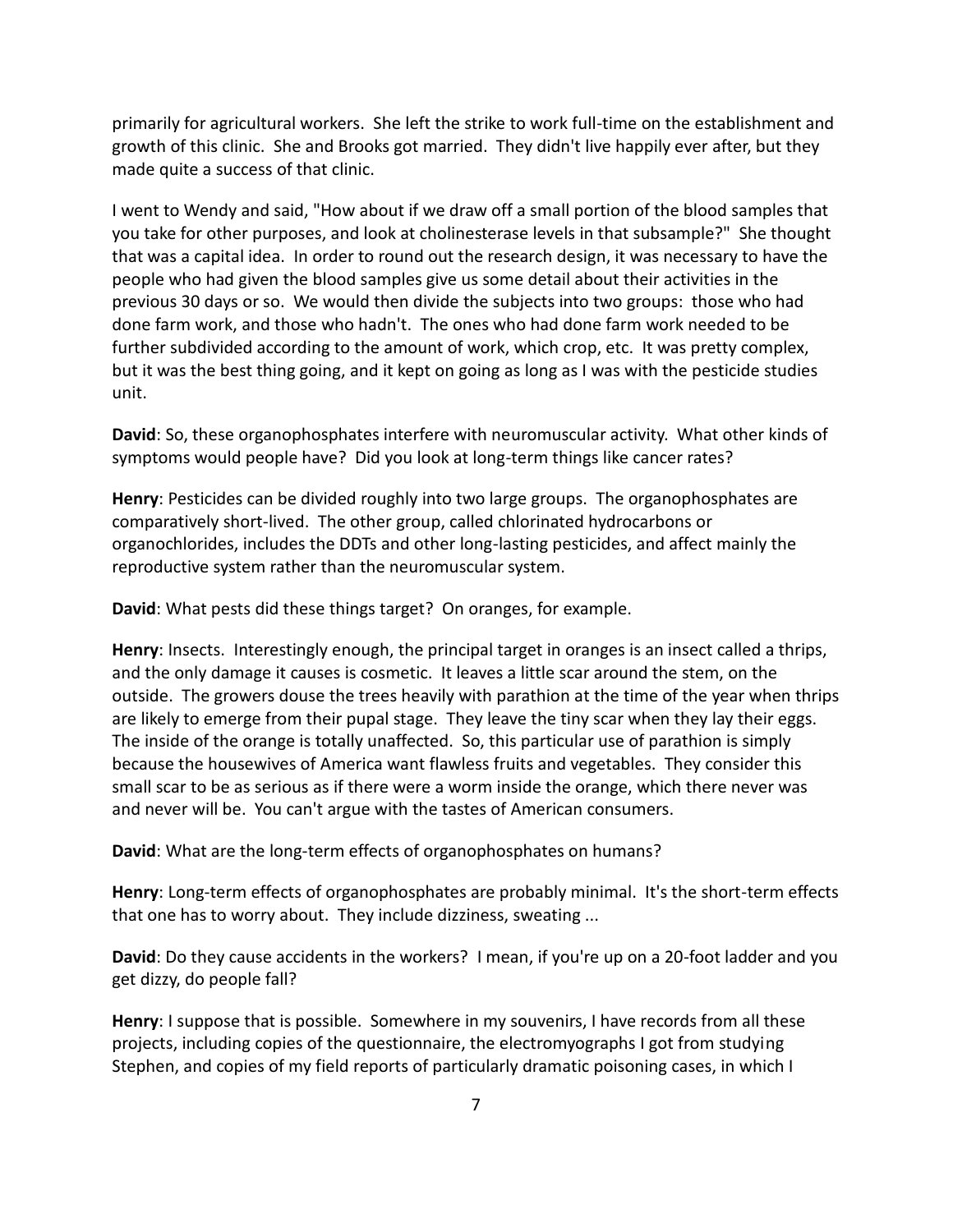primarily for agricultural workers. She left the strike to work full-time on the establishment and growth of this clinic. She and Brooks got married. They didn't live happily ever after, but they made quite a success of that clinic.

I went to Wendy and said, "How about if we draw off a small portion of the blood samples that you take for other purposes, and look at cholinesterase levels in that subsample?" She thought that was a capital idea. In order to round out the research design, it was necessary to have the people who had given the blood samples give us some detail about their activities in the previous 30 days or so. We would then divide the subjects into two groups: those who had done farm work, and those who hadn't. The ones who had done farm work needed to be further subdivided according to the amount of work, which crop, etc. It was pretty complex, but it was the best thing going, and it kept on going as long as I was with the pesticide studies unit.

**David**: So, these organophosphates interfere with neuromuscular activity. What other kinds of symptoms would people have? Did you look at long-term things like cancer rates?

**Henry**: Pesticides can be divided roughly into two large groups. The organophosphates are comparatively short-lived. The other group, called chlorinated hydrocarbons or organochlorides, includes the DDTs and other long-lasting pesticides, and affect mainly the reproductive system rather than the neuromuscular system.

**David**: What pests did these things target? On oranges, for example.

**Henry**: Insects. Interestingly enough, the principal target in oranges is an insect called a thrips, and the only damage it causes is cosmetic. It leaves a little scar around the stem, on the outside. The growers douse the trees heavily with parathion at the time of the year when thrips are likely to emerge from their pupal stage. They leave the tiny scar when they lay their eggs. The inside of the orange is totally unaffected. So, this particular use of parathion is simply because the housewives of America want flawless fruits and vegetables. They consider this small scar to be as serious as if there were a worm inside the orange, which there never was and never will be. You can't argue with the tastes of American consumers.

**David**: What are the long-term effects of organophosphates on humans?

**Henry**: Long-term effects of organophosphates are probably minimal. It's the short-term effects that one has to worry about. They include dizziness, sweating ...

**David**: Do they cause accidents in the workers? I mean, if you're up on a 20-foot ladder and you get dizzy, do people fall?

**Henry**: I suppose that is possible. Somewhere in my souvenirs, I have records from all these projects, including copies of the questionnaire, the electromyographs I got from studying Stephen, and copies of my field reports of particularly dramatic poisoning cases, in which I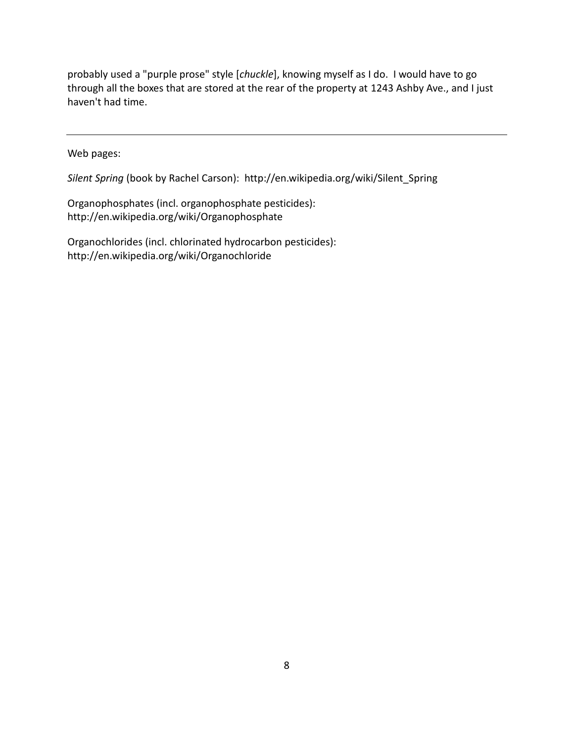probably used a "purple prose" style [*chuckle*], knowing myself as I do. I would have to go through all the boxes that are stored at the rear of the property at 1243 Ashby Ave., and I just haven't had time.

---

Web pages:

*Silent Spring* (book by Rachel Carson): http://en.wikipedia.org/wiki/Silent_Spring

Organophosphates (incl. organophosphate pesticides): http://en.wikipedia.org/wiki/Organophosphate

Organochlorides (incl. chlorinated hydrocarbon pesticides): http://en.wikipedia.org/wiki/Organochloride